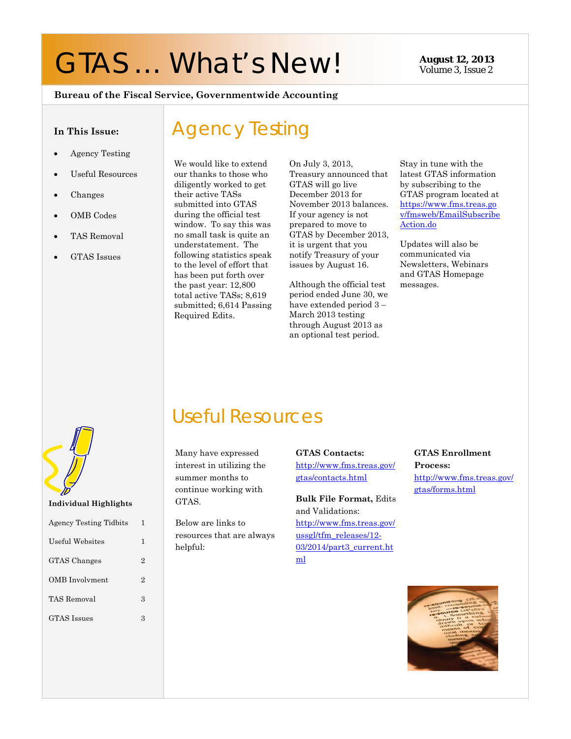# GTAS … What's New!

**August 12, 2013**
Volume 3, Issue 2

**Bureau of the Fiscal Service, Governmentwide Accounting**

**In This Issue:**

- Agency Testing
- Useful Resources
- Changes
- OMB Codes
- TAS Removal
- GTAS Issues

**Individual Highlights**

| | |
|---|---|
| Agency Testing Tidbits | 1 |
| Useful Websites | 1 |
| GTAS Changes | 2 |
| OMB Involvment | 2 |
| TAS Removal | 3 |
| GTAS Issues | 3 |

## Agency Testing

We would like to extend our thanks to those who diligently worked to get their active TASs submitted into GTAS during the official test window. To say this was no small task is quite an understatement. The following statistics speak to the level of effort that has been put forth over the past year: 12,800 total active TASs; 8,619 submitted; 6,614 Passing Required Edits.

On July 3, 2013, Treasury announced that GTAS will go live December 2013 for November 2013 balances. If your agency is not prepared to move to GTAS by December 2013, it is urgent that you notify Treasury of your issues by August 16.

Although the official test period ended June 30, we have extended period 3 – March 2013 testing through August 2013 as an optional test period.

Stay in tune with the latest GTAS information by subscribing to the GTAS program located at https://www.fms.treas.gov/fmsweb/EmailSubscribeAction.do

Updates will also be communicated via Newsletters, Webinars and GTAS Homepage messages.

## Useful Resources

Many have expressed interest in utilizing the summer months to continue working with GTAS.

Below are links to resources that are always helpful:

**GTAS Contacts:** http://www.fms.treas.gov/gtas/contacts.html

**Bulk File Format,** Edits and Validations: http://www.fms.treas.gov/ussgl/tfm_releases/12-03/2014/part3_current.html

**GTAS Enrollment Process:** http://www.fms.treas.gov/gtas/forms.html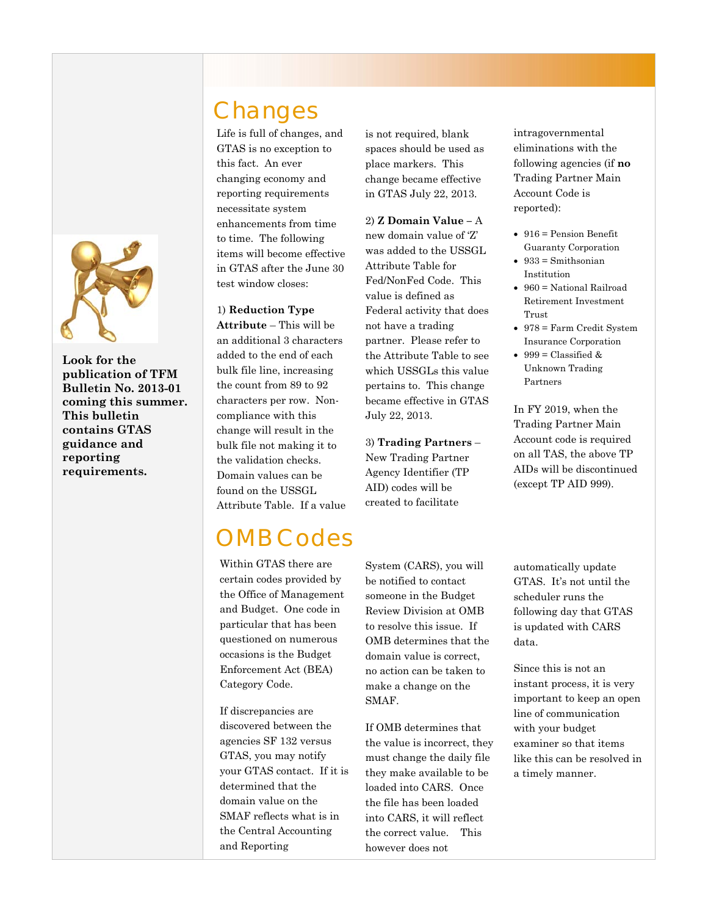**Look for the publication of TFM Bulletin No. 2013-01 coming this summer. This bulletin contains GTAS guidance and reporting requirements.**

# Changes

Life is full of changes, and GTAS is no exception to this fact. An ever changing economy and reporting requirements necessitate system enhancements from time to time. The following items will become effective in GTAS after the June 30 test window closes:

1) **Reduction Type Attribute** – This will be an additional 3 characters added to the end of each bulk file line, increasing the count from 89 to 92 characters per row. Non-compliance with this change will result in the bulk file not making it to the validation checks. Domain values can be found on the USSGL Attribute Table. If a value is not required, blank spaces should be used as place markers. This change became effective in GTAS July 22, 2013.

2) **Z Domain Value** – A new domain value of 'Z' was added to the USSGL Attribute Table for Fed/NonFed Code. This value is defined as Federal activity that does not have a trading partner. Please refer to the Attribute Table to see which USSGLs this value pertains to. This change became effective in GTAS July 22, 2013.

3) **Trading Partners** – New Trading Partner Agency Identifier (TP AID) codes will be created to facilitate intragovernmental eliminations with the following agencies (if **no** Trading Partner Main Account Code is reported):

- 916 = Pension Benefit Guaranty Corporation
- 933 = Smithsonian Institution
- 960 = National Railroad Retirement Investment Trust
- 978 = Farm Credit System Insurance Corporation
- 999 = Classified & Unknown Trading Partners

In FY 2019, when the Trading Partner Main Account code is required on all TAS, the above TP AIDs will be discontinued (except TP AID 999).

# OMB Codes

Within GTAS there are certain codes provided by the Office of Management and Budget. One code in particular that has been questioned on numerous occasions is the Budget Enforcement Act (BEA) Category Code.

If discrepancies are discovered between the agencies SF 132 versus GTAS, you may notify your GTAS contact. If it is determined that the domain value on the SMAF reflects what is in the Central Accounting and Reporting System (CARS), you will be notified to contact someone in the Budget Review Division at OMB to resolve this issue. If OMB determines that the domain value is correct, no action can be taken to make a change on the SMAF.

If OMB determines that the value is incorrect, they must change the daily file they make available to be loaded into CARS. Once the file has been loaded into CARS, it will reflect the correct value. This however does not automatically update GTAS. It's not until the scheduler runs the following day that GTAS is updated with CARS data.

Since this is not an instant process, it is very important to keep an open line of communication with your budget examiner so that items like this can be resolved in a timely manner.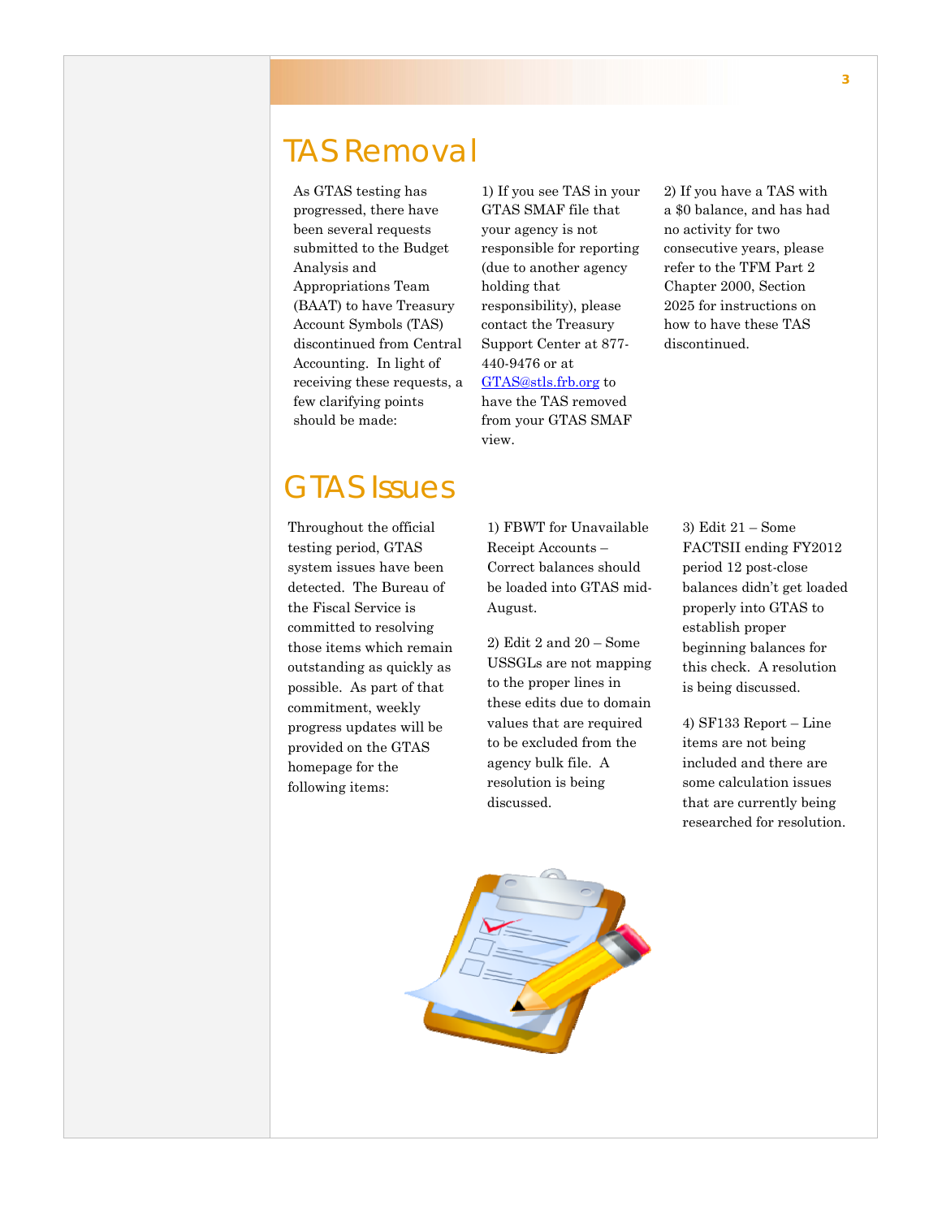# TAS Removal

As GTAS testing has progressed, there have been several requests submitted to the Budget Analysis and Appropriations Team (BAAT) to have Treasury Account Symbols (TAS) discontinued from Central Accounting. In light of receiving these requests, a few clarifying points should be made:

1) If you see TAS in your GTAS SMAF file that your agency is not responsible for reporting (due to another agency holding that responsibility), please contact the Treasury Support Center at 877-440-9476 or at GTAS@stls.frb.org to have the TAS removed from your GTAS SMAF view.

2) If you have a TAS with a $0 balance, and has had no activity for two consecutive years, please refer to the TFM Part 2 Chapter 2000, Section 2025 for instructions on how to have these TAS discontinued.

# GTAS Issues

Throughout the official testing period, GTAS system issues have been detected. The Bureau of the Fiscal Service is committed to resolving those items which remain outstanding as quickly as possible. As part of that commitment, weekly progress updates will be provided on the GTAS homepage for the following items:

1) FBWT for Unavailable Receipt Accounts – Correct balances should be loaded into GTAS mid-August.

2) Edit 2 and 20 – Some USSGLs are not mapping to the proper lines in these edits due to domain values that are required to be excluded from the agency bulk file. A resolution is being discussed.

3) Edit 21 – Some FACTSII ending FY2012 period 12 post-close balances didn't get loaded properly into GTAS to establish proper beginning balances for this check. A resolution is being discussed.

4) SF133 Report – Line items are not being included and there are some calculation issues that are currently being researched for resolution.